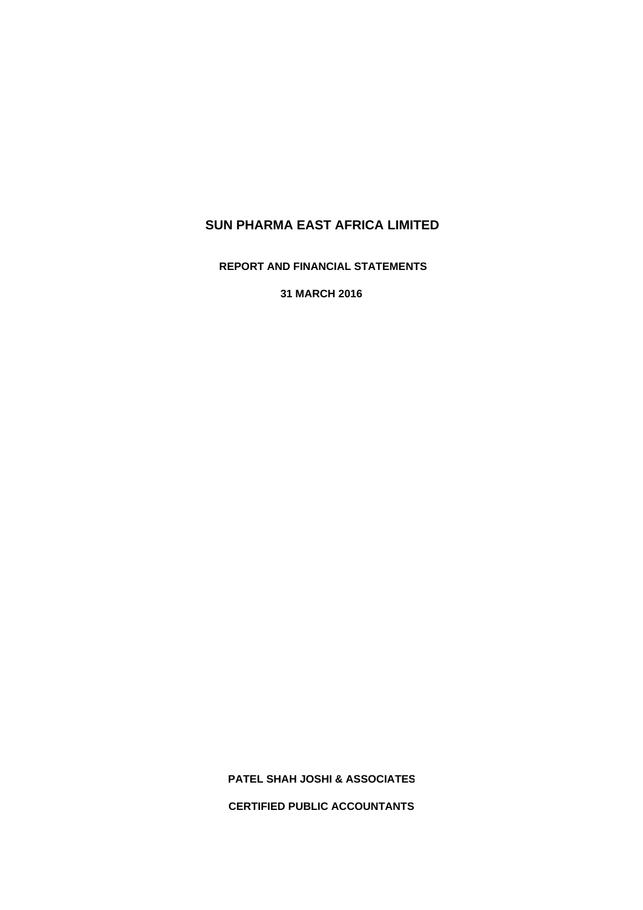# SUN PHARMA EAST AFRICA LIMITED

**REPORT AND FINANCIAL STATEMENTS**

**31 MARCH 2016**

**PATEL SHAH JOSHI & ASSOCIATES**

**CERTIFIED PUBLIC ACCOUNTANTS**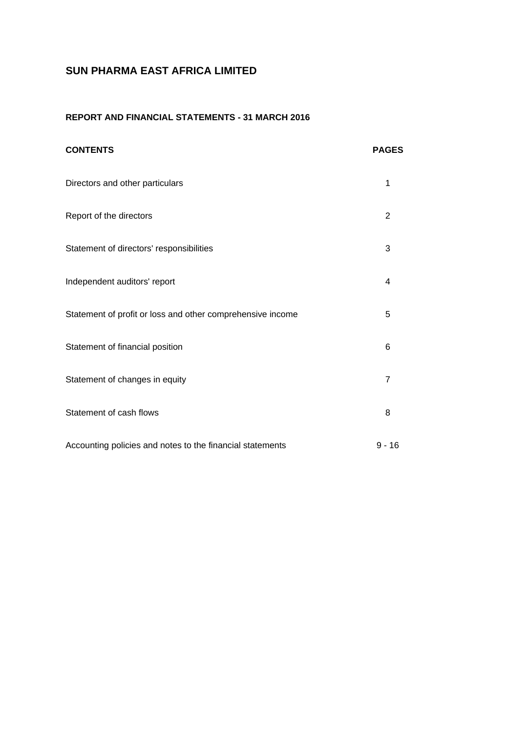# SUN PHARMA EAST AFRICA LIMITED

## REPORT AND FINANCIAL STATEMENTS - 31 MARCH 2016

| CONTENTS | PAGES |
|---|---|
| Directors and other particulars | 1 |
| Report of the directors | 2 |
| Statement of directors' responsibilities | 3 |
| Independent auditors' report | 4 |
| Statement of profit or loss and other comprehensive income | 5 |
| Statement of financial position | 6 |
| Statement of changes in equity | 7 |
| Statement of cash flows | 8 |
| Accounting policies and notes to the financial statements | 9 - 16 |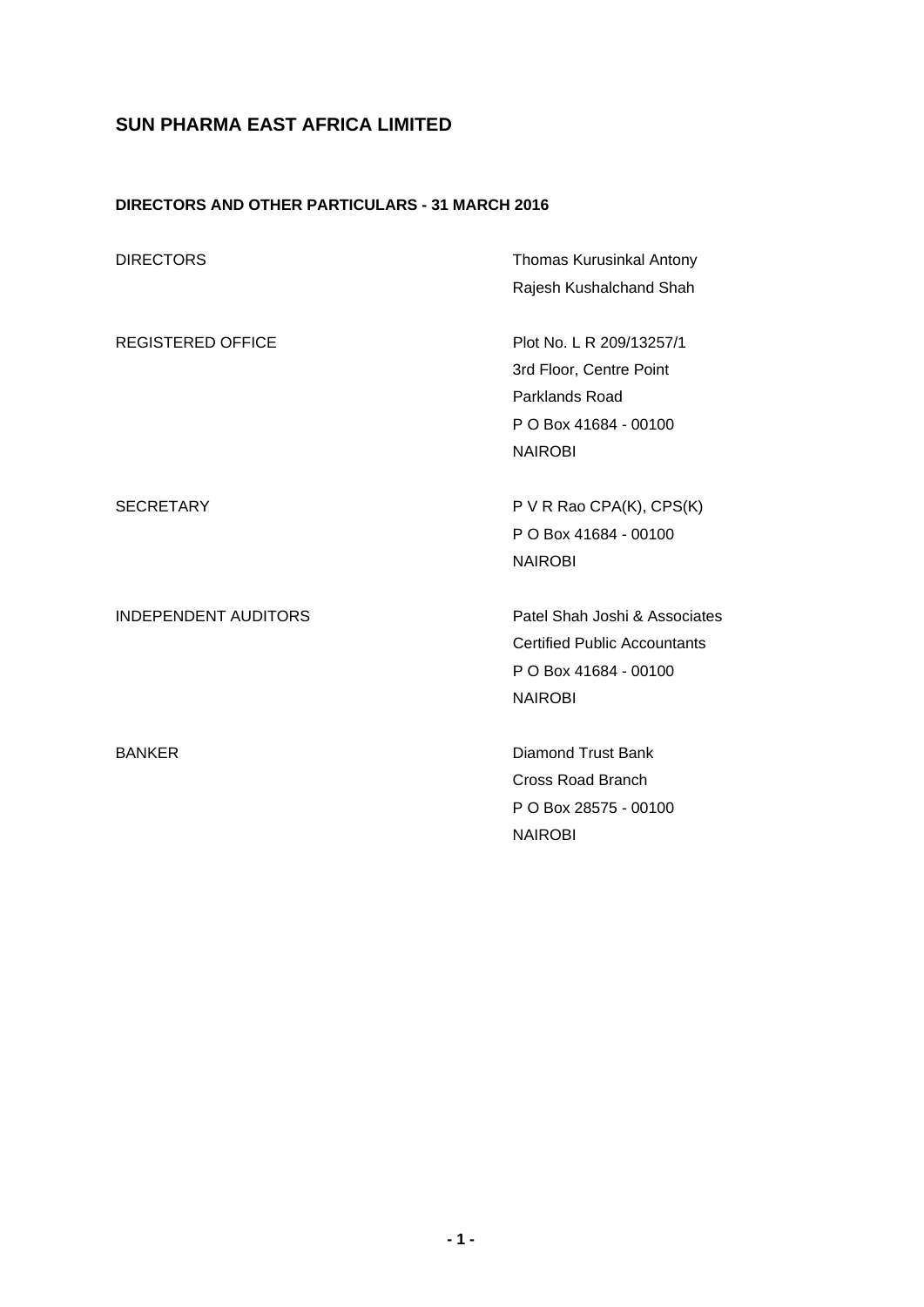# SUN PHARMA EAST AFRICA LIMITED

## DIRECTORS AND OTHER PARTICULARS - 31 MARCH 2016

| | |
|---|---|
| DIRECTORS | Thomas Kurusinkal Antony<br>Rajesh Kushalchand Shah |
| REGISTERED OFFICE | Plot No. L R 209/13257/1<br>3rd Floor, Centre Point<br>Parklands Road<br>P O Box 41684 - 00100<br>NAIROBI |
| SECRETARY | P V R Rao CPA(K), CPS(K)<br>P O Box 41684 - 00100<br>NAIROBI |
| INDEPENDENT AUDITORS | Patel Shah Joshi & Associates<br>Certified Public Accountants<br>P O Box 41684 - 00100<br>NAIROBI |
| BANKER | Diamond Trust Bank<br>Cross Road Branch<br>P O Box 28575 - 00100<br>NAIROBI |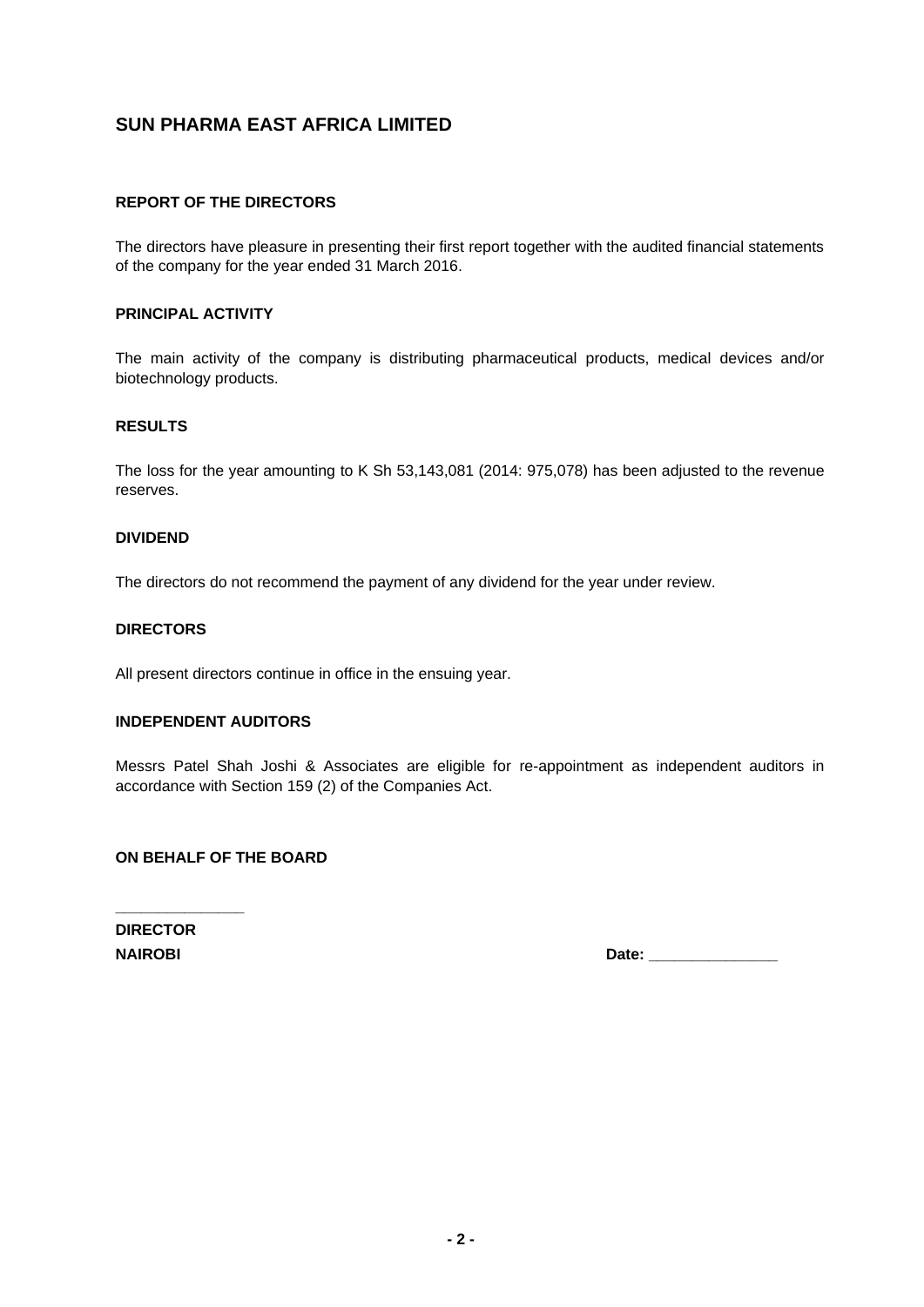# SUN PHARMA EAST AFRICA LIMITED

## REPORT OF THE DIRECTORS

The directors have pleasure in presenting their first report together with the audited financial statements of the company for the year ended 31 March 2016.

### PRINCIPAL ACTIVITY

The main activity of the company is distributing pharmaceutical products, medical devices and/or biotechnology products.

### RESULTS

The loss for the year amounting to K Sh 53,143,081 (2014: 975,078) has been adjusted to the revenue reserves.

### DIVIDEND

The directors do not recommend the payment of any dividend for the year under review.

### DIRECTORS

All present directors continue in office in the ensuing year.

### INDEPENDENT AUDITORS

Messrs Patel Shah Joshi & Associates are eligible for re-appointment as independent auditors in accordance with Section 159 (2) of the Companies Act.

**ON BEHALF OF THE BOARD**

_______________

**DIRECTOR**

**NAIROBI** **Date: _______________**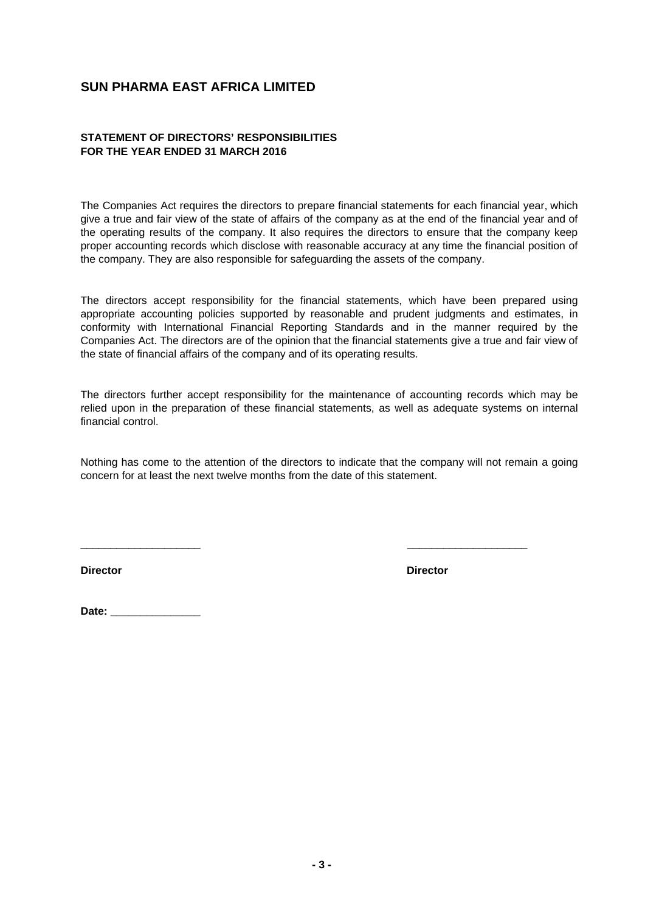# SUN PHARMA EAST AFRICA LIMITED

**STATEMENT OF DIRECTORS' RESPONSIBILITIES**
**FOR THE YEAR ENDED 31 MARCH 2016**

The Companies Act requires the directors to prepare financial statements for each financial year, which give a true and fair view of the state of affairs of the company as at the end of the financial year and of the operating results of the company. It also requires the directors to ensure that the company keep proper accounting records which disclose with reasonable accuracy at any time the financial position of the company. They are also responsible for safeguarding the assets of the company.

The directors accept responsibility for the financial statements, which have been prepared using appropriate accounting policies supported by reasonable and prudent judgments and estimates, in conformity with International Financial Reporting Standards and in the manner required by the Companies Act. The directors are of the opinion that the financial statements give a true and fair view of the state of financial affairs of the company and of its operating results.

The directors further accept responsibility for the maintenance of accounting records which may be relied upon in the preparation of these financial statements, as well as adequate systems on internal financial control.

Nothing has come to the attention of the directors to indicate that the company will not remain a going concern for at least the next twelve months from the date of this statement.

____________________ ____________________

**Director** **Director**

**Date: _______________**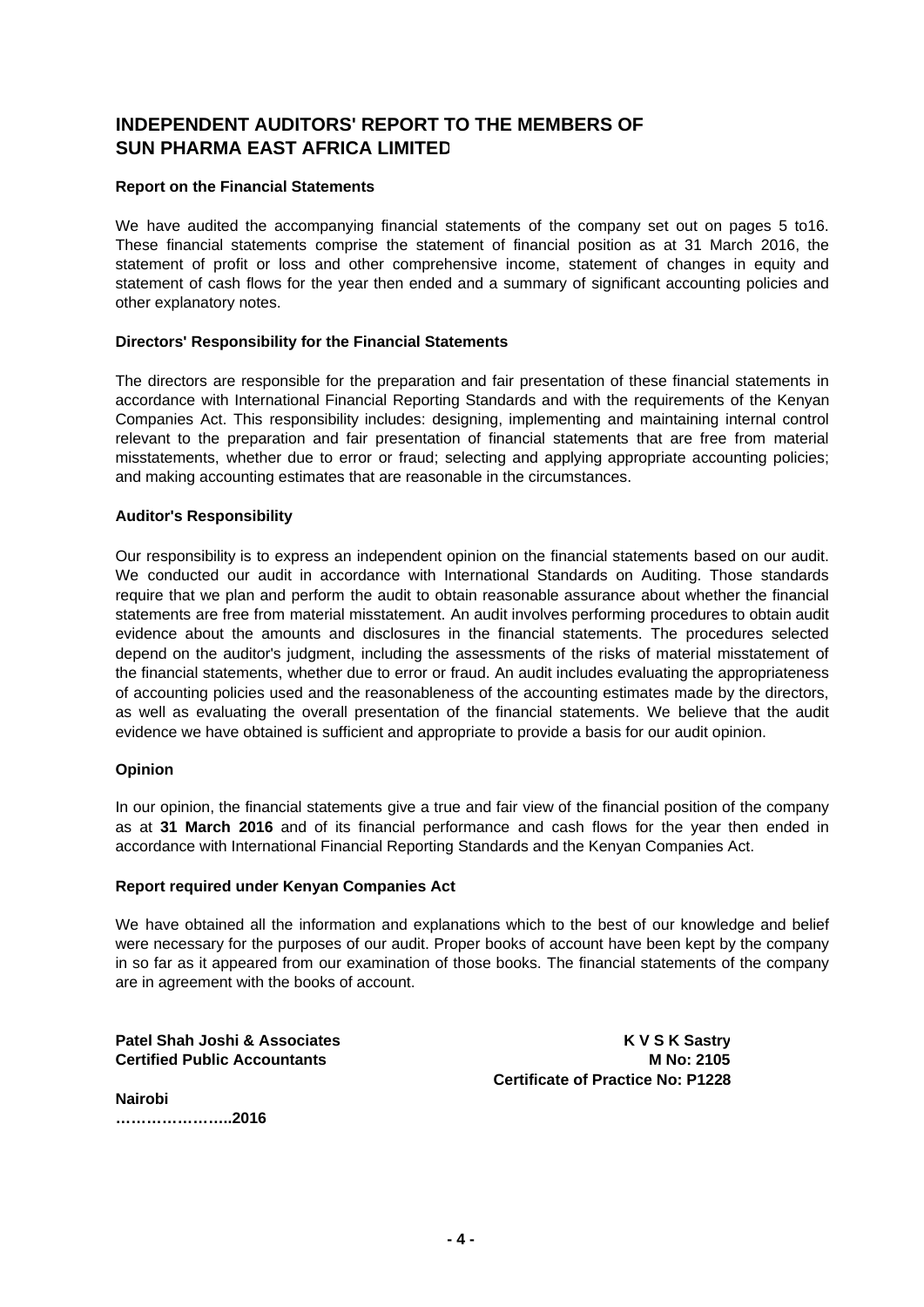# INDEPENDENT AUDITORS' REPORT TO THE MEMBERS OF SUN PHARMA EAST AFRICA LIMITED

### Report on the Financial Statements

We have audited the accompanying financial statements of the company set out on pages 5 to16. These financial statements comprise the statement of financial position as at 31 March 2016, the statement of profit or loss and other comprehensive income, statement of changes in equity and statement of cash flows for the year then ended and a summary of significant accounting policies and other explanatory notes.

### Directors' Responsibility for the Financial Statements

The directors are responsible for the preparation and fair presentation of these financial statements in accordance with International Financial Reporting Standards and with the requirements of the Kenyan Companies Act. This responsibility includes: designing, implementing and maintaining internal control relevant to the preparation and fair presentation of financial statements that are free from material misstatements, whether due to error or fraud; selecting and applying appropriate accounting policies; and making accounting estimates that are reasonable in the circumstances.

### Auditor's Responsibility

Our responsibility is to express an independent opinion on the financial statements based on our audit. We conducted our audit in accordance with International Standards on Auditing. Those standards require that we plan and perform the audit to obtain reasonable assurance about whether the financial statements are free from material misstatement. An audit involves performing procedures to obtain audit evidence about the amounts and disclosures in the financial statements. The procedures selected depend on the auditor's judgment, including the assessments of the risks of material misstatement of the financial statements, whether due to error or fraud. An audit includes evaluating the appropriateness of accounting policies used and the reasonableness of the accounting estimates made by the directors, as well as evaluating the overall presentation of the financial statements. We believe that the audit evidence we have obtained is sufficient and appropriate to provide a basis for our audit opinion.

### Opinion

In our opinion, the financial statements give a true and fair view of the financial position of the company as at **31 March 2016** and of its financial performance and cash flows for the year then ended in accordance with International Financial Reporting Standards and the Kenyan Companies Act.

### Report required under Kenyan Companies Act

We have obtained all the information and explanations which to the best of our knowledge and belief were necessary for the purposes of our audit. Proper books of account have been kept by the company in so far as it appeared from our examination of those books. The financial statements of the company are in agreement with the books of account.

**Patel Shah Joshi & Associates**
**Certified Public Accountants**

**K V S K Sastry**
**M No: 2105**
**Certificate of Practice No: P1228**

**Nairobi**
**…………………..2016**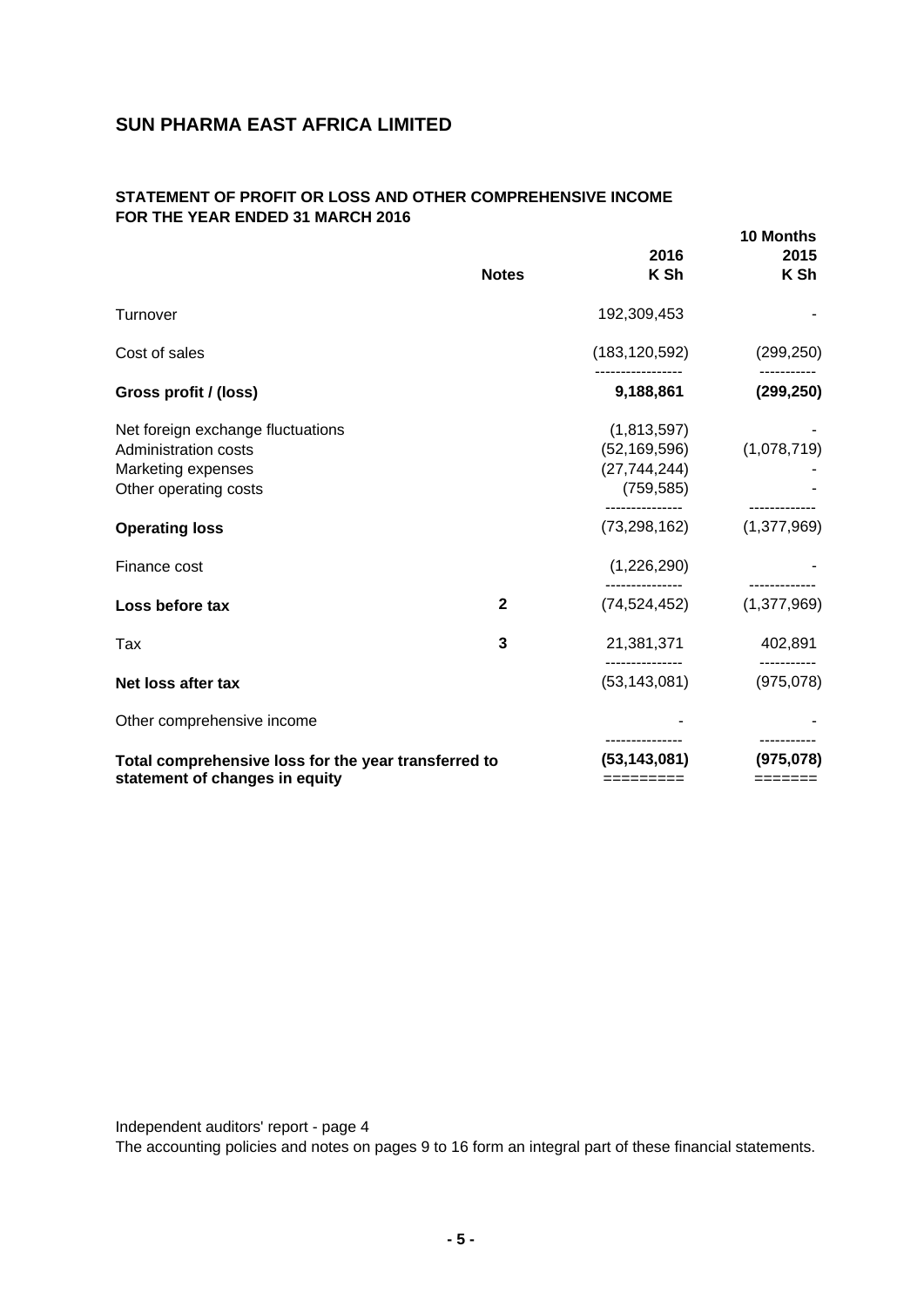# SUN PHARMA EAST AFRICA LIMITED

## STATEMENT OF PROFIT OR LOSS AND OTHER COMPREHENSIVE INCOME
## FOR THE YEAR ENDED 31 MARCH 2016

| | Notes | 2016<br>K Sh | 10 Months<br>2015<br>K Sh |
|---|---|---|---|
| Turnover | | 192,309,453 | - |
| Cost of sales | | (183,120,592) | (299,250) |
| **Gross profit / (loss)** | | **9,188,861** | **(299,250)** |
| Net foreign exchange fluctuations | | (1,813,597) | - |
| Administration costs | | (52,169,596) | (1,078,719) |
| Marketing expenses | | (27,744,244) | - |
| Other operating costs | | (759,585) | - |
| **Operating loss** | | (73,298,162) | (1,377,969) |
| Finance cost | | (1,226,290) | - |
| **Loss before tax** | 2 | (74,524,452) | (1,377,969) |
| Tax | 3 | 21,381,371 | 402,891 |
| **Net loss after tax** | | (53,143,081) | (975,078) |
| Other comprehensive income | | - | - |
| **Total comprehensive loss for the year transferred to statement of changes in equity** | | **(53,143,081)** | **(975,078)** |

Independent auditors' report - page 4

The accounting policies and notes on pages 9 to 16 form an integral part of these financial statements.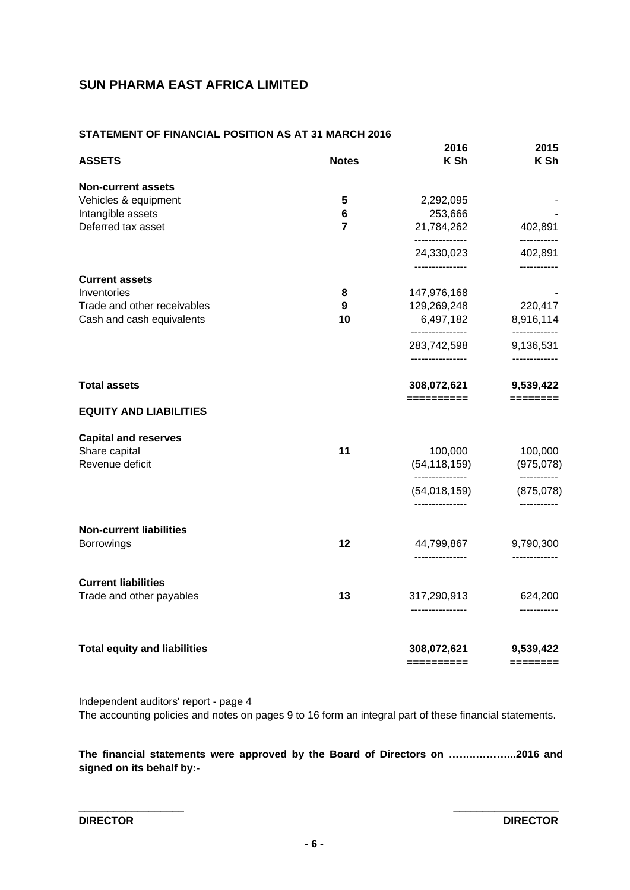## SUN PHARMA EAST AFRICA LIMITED

### STATEMENT OF FINANCIAL POSITION AS AT 31 MARCH 2016

| ASSETS | Notes | 2016<br>K Sh | 2015<br>K Sh |
|---|---|---|---|
| **Non-current assets** | | | |
| Vehicles & equipment | 5 | 2,292,095 | - |
| Intangible assets | 6 | 253,666 | - |
| Deferred tax asset | 7 | 21,784,262 | 402,891 |
| | | 24,330,023 | 402,891 |
| **Current assets** | | | |
| Inventories | 8 | 147,976,168 | - |
| Trade and other receivables | 9 | 129,269,248 | 220,417 |
| Cash and cash equivalents | 10 | 6,497,182 | 8,916,114 |
| | | 283,742,598 | 9,136,531 |
| **Total assets** | | **308,072,621** | **9,539,422** |
| **EQUITY AND LIABILITIES** | | | |
| **Capital and reserves** | | | |
| Share capital | 11 | 100,000 | 100,000 |
| Revenue deficit | | (54,118,159) | (975,078) |
| | | (54,018,159) | (875,078) |
| **Non-current liabilities** | | | |
| Borrowings | 12 | 44,799,867 | 9,790,300 |
| **Current liabilities** | | | |
| Trade and other payables | 13 | 317,290,913 | 624,200 |
| **Total equity and liabilities** | | **308,072,621** | **9,539,422** |

Independent auditors' report - page 4
The accounting policies and notes on pages 9 to 16 form an integral part of these financial statements.

**The financial statements were approved by the Board of Directors on ……..………...2016 and signed on its behalf by:-**

**DIRECTOR** **DIRECTOR**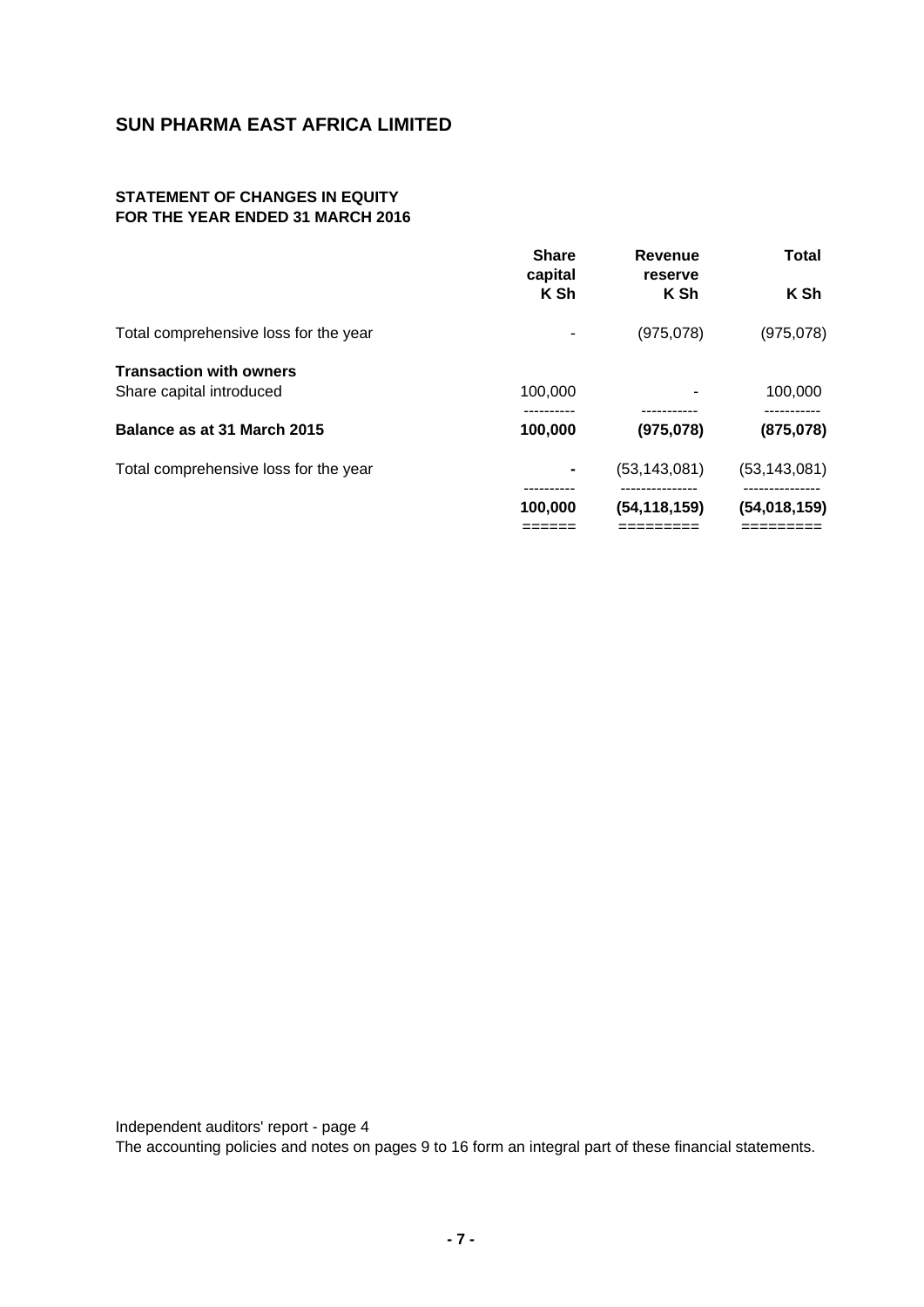# SUN PHARMA EAST AFRICA LIMITED

## STATEMENT OF CHANGES IN EQUITY
## FOR THE YEAR ENDED 31 MARCH 2016

| | Share capital K Sh | Revenue reserve K Sh | Total K Sh |
|---|---|---|---|
| Total comprehensive loss for the year | - | (975,078) | (975,078) |
| **Transaction with owners** | | | |
| Share capital introduced | 100,000 | - | 100,000 |
| **Balance as at 31 March 2015** | **100,000** | **(975,078)** | **(875,078)** |
| Total comprehensive loss for the year | - | (53,143,081) | (53,143,081) |
| | **100,000** | **(54,118,159)** | **(54,018,159)** |

Independent auditors' report - page 4

The accounting policies and notes on pages 9 to 16 form an integral part of these financial statements.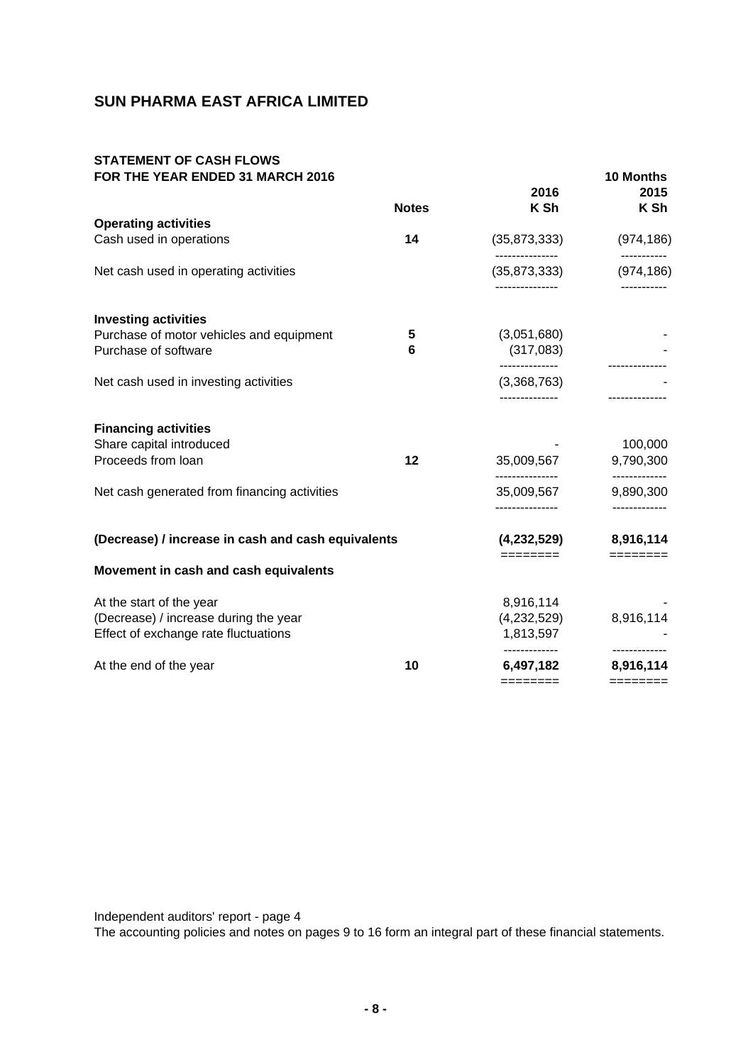# SUN PHARMA EAST AFRICA LIMITED

## STATEMENT OF CASH FLOWS
## FOR THE YEAR ENDED 31 MARCH 2016

| | Notes | 2016 K Sh | 10 Months 2015 K Sh |
|---|---|---|---|
| **Operating activities** | | | |
| Cash used in operations | **14** | (35,873,333) | (974,186) |
| Net cash used in operating activities | | (35,873,333) | (974,186) |
| **Investing activities** | | | |
| Purchase of motor vehicles and equipment | **5** | (3,051,680) | - |
| Purchase of software | **6** | (317,083) | - |
| Net cash used in investing activities | | (3,368,763) | - |
| **Financing activities** | | | |
| Share capital introduced | | - | 100,000 |
| Proceeds from loan | **12** | 35,009,567 | 9,790,300 |
| Net cash generated from financing activities | | 35,009,567 | 9,890,300 |
| **(Decrease) / increase in cash and cash equivalents** | | **(4,232,529)** | **8,916,114** |
| **Movement in cash and cash equivalents** | | | |
| At the start of the year | | 8,916,114 | - |
| (Decrease) / increase during the year | | (4,232,529) | 8,916,114 |
| Effect of exchange rate fluctuations | | 1,813,597 | - |
| At the end of the year | **10** | **6,497,182** | **8,916,114** |

Independent auditors' report - page 4

The accounting policies and notes on pages 9 to 16 form an integral part of these financial statements.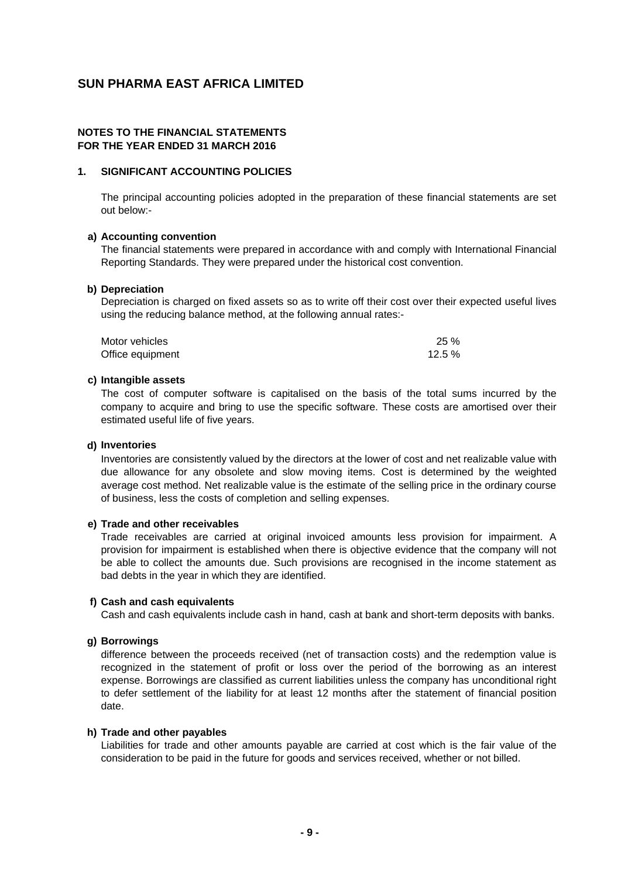# SUN PHARMA EAST AFRICA LIMITED

**NOTES TO THE FINANCIAL STATEMENTS**
**FOR THE YEAR ENDED 31 MARCH 2016**

## 1. SIGNIFICANT ACCOUNTING POLICIES

The principal accounting policies adopted in the preparation of these financial statements are set out below:-

**a) Accounting convention**

The financial statements were prepared in accordance with and comply with International Financial Reporting Standards. They were prepared under the historical cost convention.

**b) Depreciation**

Depreciation is charged on fixed assets so as to write off their cost over their expected useful lives using the reducing balance method, at the following annual rates:-

| | |
|---|---|
| Motor vehicles | 25 % |
| Office equipment | 12.5 % |

**c) Intangible assets**

The cost of computer software is capitalised on the basis of the total sums incurred by the company to acquire and bring to use the specific software. These costs are amortised over their estimated useful life of five years.

**d) Inventories**

Inventories are consistently valued by the directors at the lower of cost and net realizable value with due allowance for any obsolete and slow moving items. Cost is determined by the weighted average cost method. Net realizable value is the estimate of the selling price in the ordinary course of business, less the costs of completion and selling expenses.

**e) Trade and other receivables**

Trade receivables are carried at original invoiced amounts less provision for impairment. A provision for impairment is established when there is objective evidence that the company will not be able to collect the amounts due. Such provisions are recognised in the income statement as bad debts in the year in which they are identified.

**f) Cash and cash equivalents**

Cash and cash equivalents include cash in hand, cash at bank and short-term deposits with banks.

**g) Borrowings**

difference between the proceeds received (net of transaction costs) and the redemption value is recognized in the statement of profit or loss over the period of the borrowing as an interest expense. Borrowings are classified as current liabilities unless the company has unconditional right to defer settlement of the liability for at least 12 months after the statement of financial position date.

**h) Trade and other payables**

Liabilities for trade and other amounts payable are carried at cost which is the fair value of the consideration to be paid in the future for goods and services received, whether or not billed.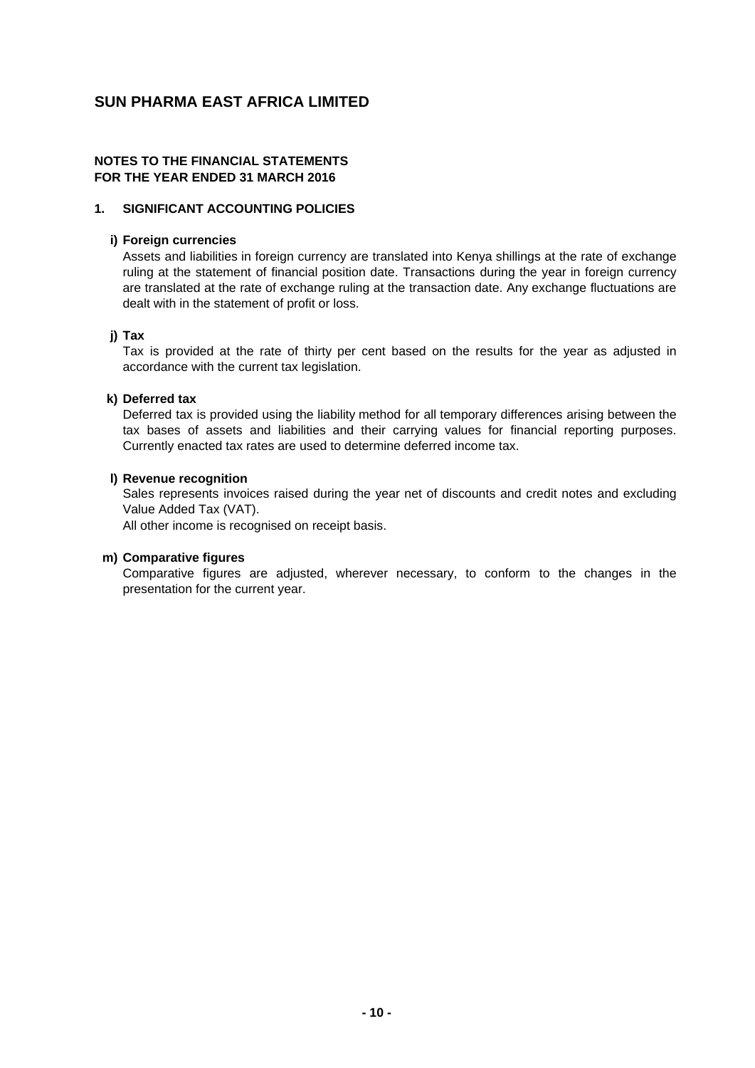# SUN PHARMA EAST AFRICA LIMITED

**NOTES TO THE FINANCIAL STATEMENTS**
**FOR THE YEAR ENDED 31 MARCH 2016**

**1. SIGNIFICANT ACCOUNTING POLICIES**

**i) Foreign currencies**

Assets and liabilities in foreign currency are translated into Kenya shillings at the rate of exchange ruling at the statement of financial position date. Transactions during the year in foreign currency are translated at the rate of exchange ruling at the transaction date. Any exchange fluctuations are dealt with in the statement of profit or loss.

**j) Tax**

Tax is provided at the rate of thirty per cent based on the results for the year as adjusted in accordance with the current tax legislation.

**k) Deferred tax**

Deferred tax is provided using the liability method for all temporary differences arising between the tax bases of assets and liabilities and their carrying values for financial reporting purposes. Currently enacted tax rates are used to determine deferred income tax.

**l) Revenue recognition**

Sales represents invoices raised during the year net of discounts and credit notes and excluding Value Added Tax (VAT).

All other income is recognised on receipt basis.

**m) Comparative figures**

Comparative figures are adjusted, wherever necessary, to conform to the changes in the presentation for the current year.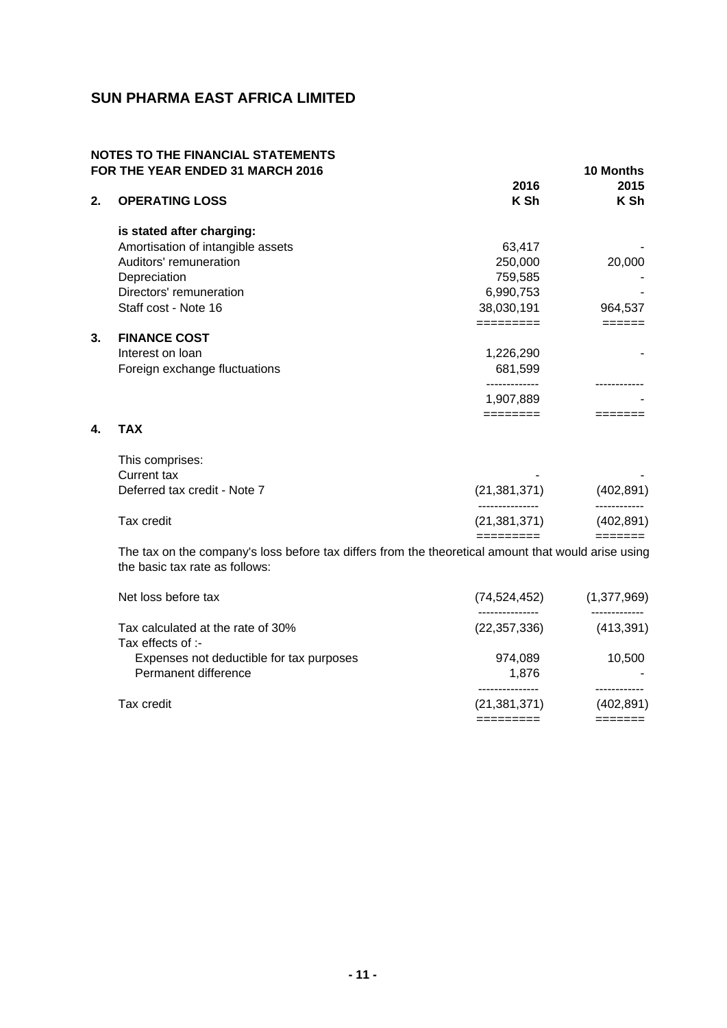## SUN PHARMA EAST AFRICA LIMITED

### NOTES TO THE FINANCIAL STATEMENTS
### FOR THE YEAR ENDED 31 MARCH 2016

| | | 2016 | 10 Months 2015 |
|---|---|---|---|
| | | K Sh | K Sh |
| **2.** | **OPERATING LOSS** | | |
| | **is stated after charging:** | | |
| | Amortisation of intangible assets | 63,417 | - |
| | Auditors' remuneration | 250,000 | 20,000 |
| | Depreciation | 759,585 | - |
| | Directors' remuneration | 6,990,753 | - |
| | Staff cost - Note 16 | 38,030,191 | 964,537 |
| **3.** | **FINANCE COST** | | |
| | Interest on loan | 1,226,290 | - |
| | Foreign exchange fluctuations | 681,599 | |
| | | 1,907,889 | - |
| **4.** | **TAX** | | |
| | This comprises: | | |
| | Current tax | - | - |
| | Deferred tax credit - Note 7 | (21,381,371) | (402,891) |
| | Tax credit | (21,381,371) | (402,891) |

The tax on the company's loss before tax differs from the theoretical amount that would arise using the basic tax rate as follows:

| | 2016 K Sh | 10 Months 2015 K Sh |
|---|---|---|
| Net loss before tax | (74,524,452) | (1,377,969) |
| Tax calculated at the rate of 30% | (22,357,336) | (413,391) |
| Tax effects of :- | | |
| Expenses not deductible for tax purposes | 974,089 | 10,500 |
| Permanent difference | 1,876 | - |
| Tax credit | (21,381,371) | (402,891) |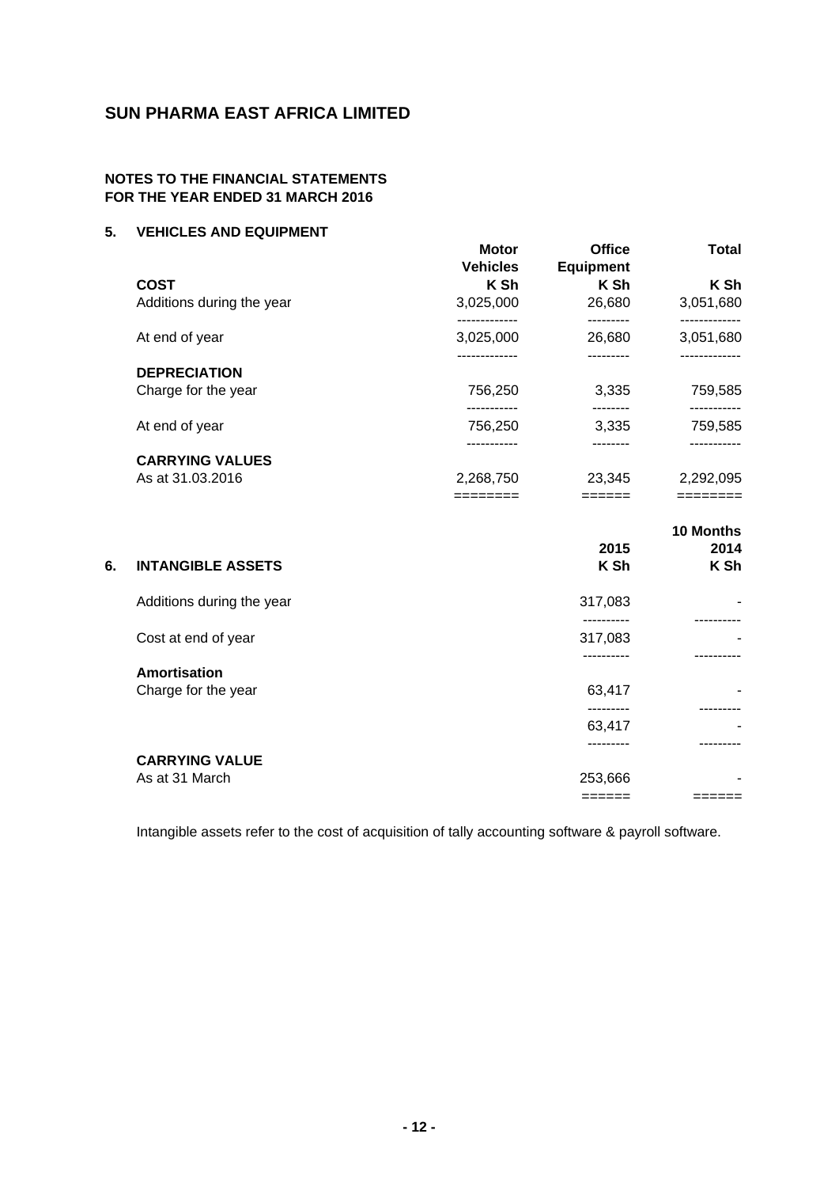# SUN PHARMA EAST AFRICA LIMITED

## NOTES TO THE FINANCIAL STATEMENTS
## FOR THE YEAR ENDED 31 MARCH 2016

### 5. VEHICLES AND EQUIPMENT

| | Motor Vehicles | Office Equipment | Total |
|---|---|---|---|
| **COST** | **K Sh** | **K Sh** | **K Sh** |
| Additions during the year | 3,025,000 | 26,680 | 3,051,680 |
| At end of year | 3,025,000 | 26,680 | 3,051,680 |
| **DEPRECIATION** | | | |
| Charge for the year | 756,250 | 3,335 | 759,585 |
| At end of year | 756,250 | 3,335 | 759,585 |
| **CARRYING VALUES** | | | |
| As at 31.03.2016 | 2,268,750 | 23,345 | 2,292,095 |

### 6. INTANGIBLE ASSETS

| | 2015 | 10 Months 2014 |
|---|---|---|
| | **K Sh** | **K Sh** |
| Additions during the year | 317,083 | - |
| Cost at end of year | 317,083 | - |
| **Amortisation** | | |
| Charge for the year | 63,417 | - |
| | 63,417 | - |
| **CARRYING VALUE** | | |
| As at 31 March | 253,666 | - |

Intangible assets refer to the cost of acquisition of tally accounting software & payroll software.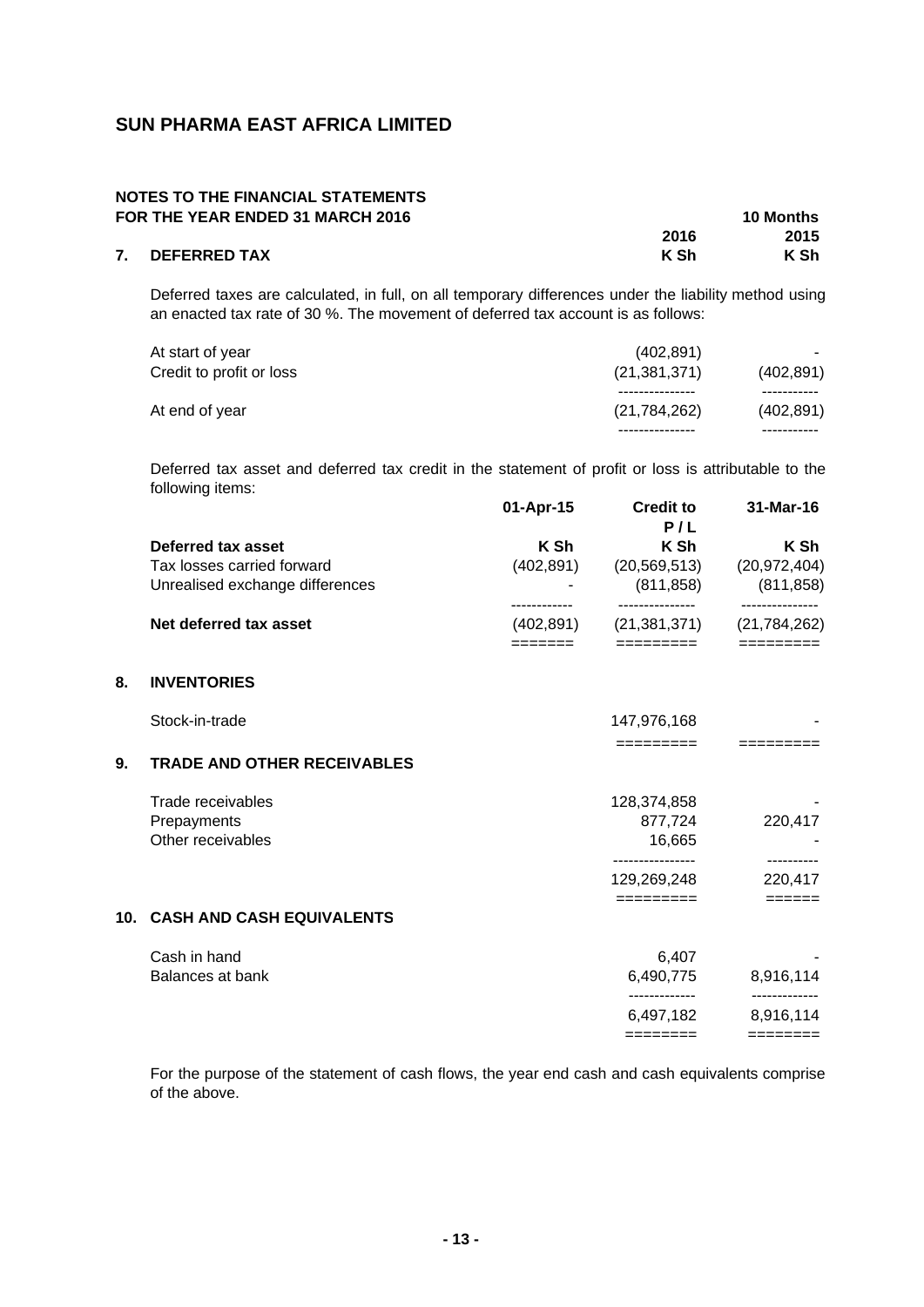# SUN PHARMA EAST AFRICA LIMITED

## NOTES TO THE FINANCIAL STATEMENTS
## FOR THE YEAR ENDED 31 MARCH 2016

| | 2016 | 10 Months 2015 |
|---|---|---|
| **7. DEFERRED TAX** | **K Sh** | **K Sh** |

Deferred taxes are calculated, in full, on all temporary differences under the liability method using an enacted tax rate of 30 %. The movement of deferred tax account is as follows:

| | 2016 K Sh | 2015 K Sh |
|---|---|---|
| At start of year | (402,891) | - |
| Credit to profit or loss | (21,381,371) | (402,891) |
| At end of year | (21,784,262) | (402,891) |

Deferred tax asset and deferred tax credit in the statement of profit or loss is attributable to the following items:

| | 01-Apr-15 | Credit to P / L | 31-Mar-16 |
|---|---|---|---|
| **Deferred tax asset** | **K Sh** | **K Sh** | **K Sh** |
| Tax losses carried forward | (402,891) | (20,569,513) | (20,972,404) |
| Unrealised exchange differences | - | (811,858) | (811,858) |
| **Net deferred tax asset** | (402,891) | (21,381,371) | (21,784,262) |

## 8. INVENTORIES

| | 2016 K Sh | 2015 K Sh |
|---|---|---|
| Stock-in-trade | 147,976,168 | - |

## 9. TRADE AND OTHER RECEIVABLES

| | 2016 K Sh | 2015 K Sh |
|---|---|---|
| Trade receivables | 128,374,858 | - |
| Prepayments | 877,724 | 220,417 |
| Other receivables | 16,665 | - |
| | 129,269,248 | 220,417 |

## 10. CASH AND CASH EQUIVALENTS

| | 2016 K Sh | 2015 K Sh |
|---|---|---|
| Cash in hand | 6,407 | - |
| Balances at bank | 6,490,775 | 8,916,114 |
| | 6,497,182 | 8,916,114 |

For the purpose of the statement of cash flows, the year end cash and cash equivalents comprise of the above.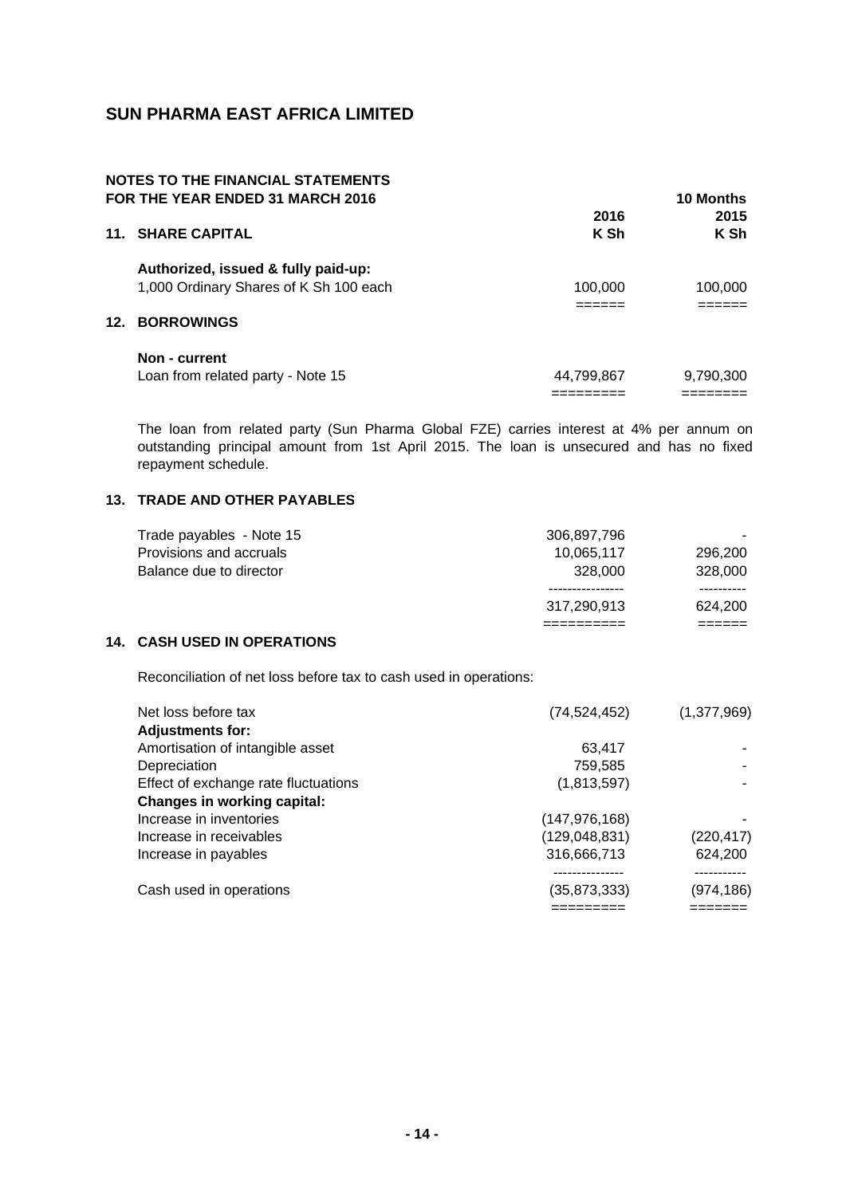# SUN PHARMA EAST AFRICA LIMITED

## NOTES TO THE FINANCIAL STATEMENTS
## FOR THE YEAR ENDED 31 MARCH 2016

| | 2016<br>K Sh | 10 Months<br>2015<br>K Sh |
|---|---|---|
| **11. SHARE CAPITAL** | | |
| **Authorized, issued & fully paid-up:** | | |
| 1,000 Ordinary Shares of K Sh 100 each | 100,000 | 100,000 |

### 12. BORROWINGS

| | 2016<br>K Sh | 2015<br>K Sh |
|---|---|---|
| **Non - current** | | |
| Loan from related party - Note 15 | 44,799,867 | 9,790,300 |

The loan from related party (Sun Pharma Global FZE) carries interest at 4% per annum on outstanding principal amount from 1st April 2015. The loan is unsecured and has no fixed repayment schedule.

### 13. TRADE AND OTHER PAYABLES

| | 2016<br>K Sh | 2015<br>K Sh |
|---|---|---|
| Trade payables - Note 15 | 306,897,796 | - |
| Provisions and accruals | 10,065,117 | 296,200 |
| Balance due to director | 328,000 | 328,000 |
| | 317,290,913 | 624,200 |

### 14. CASH USED IN OPERATIONS

Reconciliation of net loss before tax to cash used in operations:

| | 2016<br>K Sh | 2015<br>K Sh |
|---|---|---|
| Net loss before tax | (74,524,452) | (1,377,969) |
| **Adjustments for:** | | |
| Amortisation of intangible asset | 63,417 | - |
| Depreciation | 759,585 | - |
| Effecct of exchange rate fluctuations | (1,813,597) | - |
| **Changes in working capital:** | | |
| Increase in inventories | (147,976,168) | - |
| Increase in receivables | (129,048,831) | (220,417) |
| Increase in payables | 316,666,713 | 624,200 |
| Cash used in operations | (35,873,333) | (974,186) |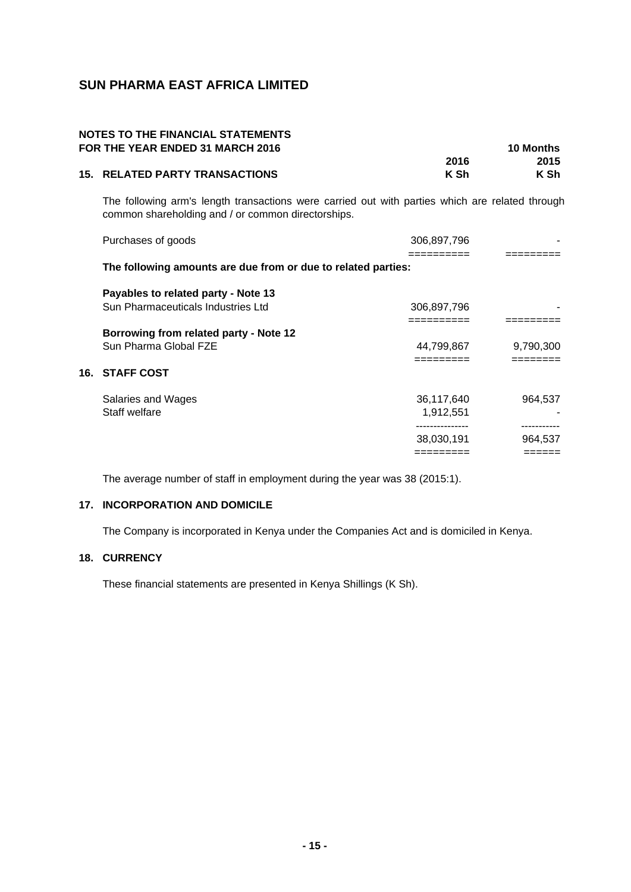# SUN PHARMA EAST AFRICA LIMITED

## NOTES TO THE FINANCIAL STATEMENTS
## FOR THE YEAR ENDED 31 MARCH 2016

### 15. RELATED PARTY TRANSACTIONS

The following arm's length transactions were carried out with parties which are related through common shareholding and / or common directorships.

| | 2016<br>K Sh | 10 Months<br>2015<br>K Sh |
|---|---|---|
| Purchases of goods | 306,897,796 | - |
| **The following amounts are due from or due to related parties:** | | |
| **Payables to related party - Note 13** | | |
| Sun Pharmaceuticals Industries Ltd | 306,897,796 | - |
| **Borrowing from related party - Note 12** | | |
| Sun Pharma Global FZE | 44,799,867 | 9,790,300 |

### 16. STAFF COST

| | 2016<br>K Sh | 10 Months<br>2015<br>K Sh |
|---|---|---|
| Salaries and Wages | 36,117,640 | 964,537 |
| Staff welfare | 1,912,551 | - |
| | 38,030,191 | 964,537 |

The average number of staff in employment during the year was 38 (2015:1).

### 17. INCORPORATION AND DOMICILE

The Company is incorporated in Kenya under the Companies Act and is domiciled in Kenya.

### 18. CURRENCY

These financial statements are presented in Kenya Shillings (K Sh).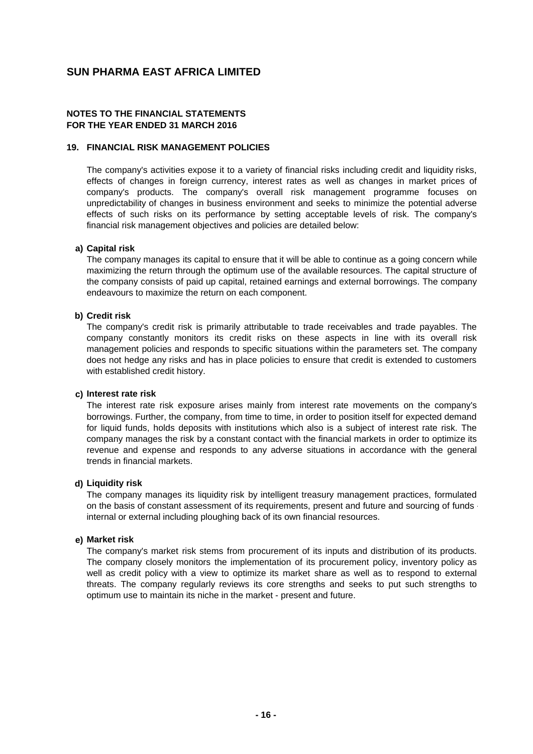# SUN PHARMA EAST AFRICA LIMITED

**NOTES TO THE FINANCIAL STATEMENTS**
**FOR THE YEAR ENDED 31 MARCH 2016**

## 19. FINANCIAL RISK MANAGEMENT POLICIES

The company's activities expose it to a variety of financial risks including credit and liquidity risks, effects of changes in foreign currency, interest rates as well as changes in market prices of company's products. The company's overall risk management programme focuses on unpredictability of changes in business environment and seeks to minimize the potential adverse effects of such risks on its performance by setting acceptable levels of risk. The company's financial risk management objectives and policies are detailed below:

### a) Capital risk

The company manages its capital to ensure that it will be able to continue as a going concern while maximizing the return through the optimum use of the available resources. The capital structure of the company consists of paid up capital, retained earnings and external borrowings. The company endeavours to maximize the return on each component.

### b) Credit risk

The company's credit risk is primarily attributable to trade receivables and trade payables. The company constantly monitors its credit risks on these aspects in line with its overall risk management policies and responds to specific situations within the parameters set. The company does not hedge any risks and has in place policies to ensure that credit is extended to customers with established credit history.

### c) Interest rate risk

The interest rate risk exposure arises mainly from interest rate movements on the company's borrowings. Further, the company, from time to time, in order to position itself for expected demand for liquid funds, holds deposits with institutions which also is a subject of interest rate risk. The company manages the risk by a constant contact with the financial markets in order to optimize its revenue and expense and responds to any adverse situations in accordance with the general trends in financial markets.

### d) Liquidity risk

The company manages its liquidity risk by intelligent treasury management practices, formulated on the basis of constant assessment of its requirements, present and future and sourcing of funds - internal or external including ploughing back of its own financial resources.

### e) Market risk

The company's market risk stems from procurement of its inputs and distribution of its products. The company closely monitors the implementation of its procurement policy, inventory policy as well as credit policy with a view to optimize its market share as well as to respond to external threats. The company regularly reviews its core strengths and seeks to put such strengths to optimum use to maintain its niche in the market - present and future.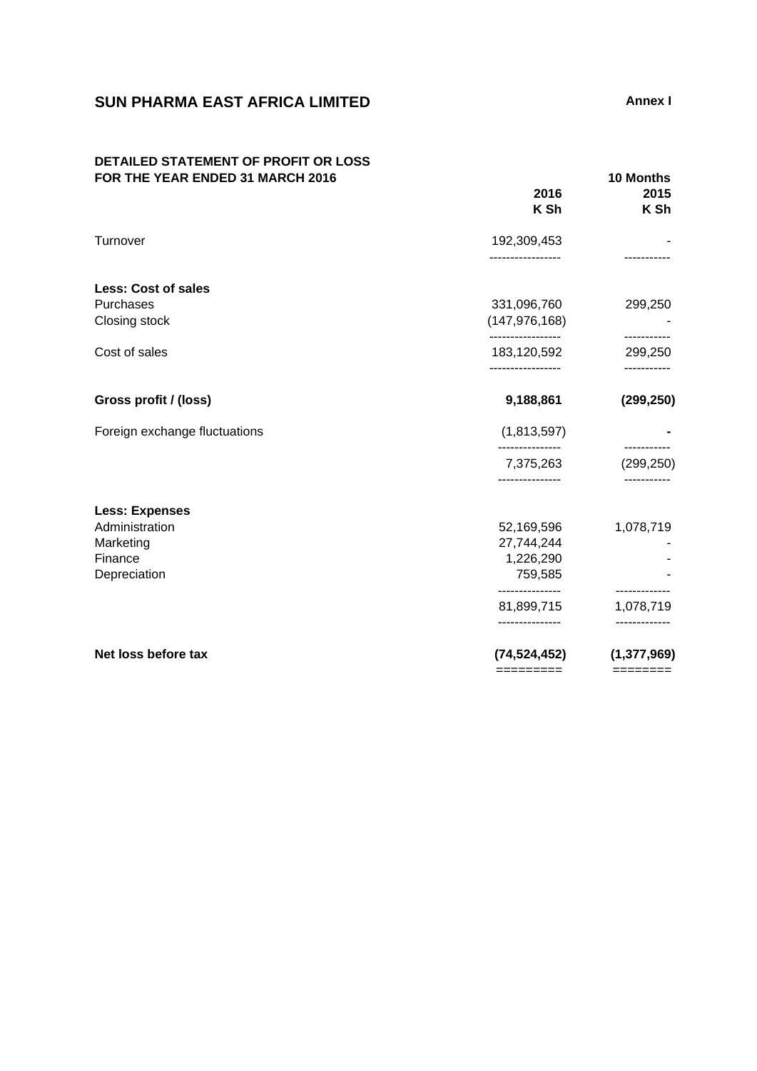# SUN PHARMA EAST AFRICA LIMITED

**Annex I**

## DETAILED STATEMENT OF PROFIT OR LOSS FOR THE YEAR ENDED 31 MARCH 2016

| | 2016<br>K Sh | 10 Months<br>2015<br>K Sh |
|---|---|---|
| Turnover | 192,309,453 | - |
| **Less: Cost of sales** | | |
| Purchases | 331,096,760 | 299,250 |
| Closing stock | (147,976,168) | - |
| Cost of sales | 183,120,592 | 299,250 |
| **Gross profit / (loss)** | **9,188,861** | **(299,250)** |
| Foreign exchange fluctuations | (1,813,597) | **-** |
| | 7,375,263 | (299,250) |
| **Less: Expenses** | | |
| Administration | 52,169,596 | 1,078,719 |
| Marketing | 27,744,244 | - |
| Finance | 1,226,290 | - |
| Depreciation | 759,585 | - |
| | 81,899,715 | 1,078,719 |
| **Net loss before tax** | **(74,524,452)** | **(1,377,969)** |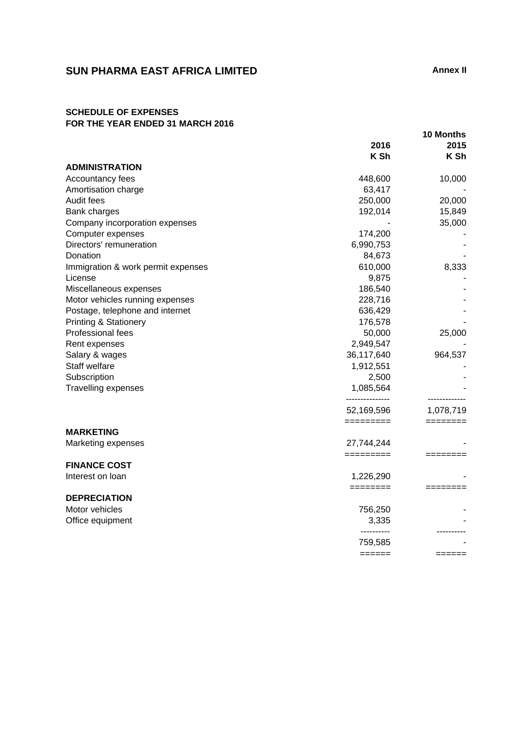# SUN PHARMA EAST AFRICA LIMITED

**Annex II**

**SCHEDULE OF EXPENSES**
**FOR THE YEAR ENDED 31 MARCH 2016**

| | 2016 K Sh | 10 Months 2015 K Sh |
|---|---|---|
| **ADMINISTRATION** | | |
| Accountancy fees | 448,600 | 10,000 |
| Amortisation charge | 63,417 | - |
| Audit fees | 250,000 | 20,000 |
| Bank charges | 192,014 | 15,849 |
| Company incorporation expenses | - | 35,000 |
| Computer expenses | 174,200 | - |
| Directors' remuneration | 6,990,753 | - |
| Donation | 84,673 | - |
| Immigration & work permit expenses | 610,000 | 8,333 |
| License | 9,875 | - |
| Miscellaneous expenses | 186,540 | - |
| Motor vehicles running expenses | 228,716 | - |
| Postage, telephone and internet | 636,429 | - |
| Printing & Stationery | 176,578 | - |
| Professional fees | 50,000 | 25,000 |
| Rent expenses | 2,949,547 | - |
| Salary & wages | 36,117,640 | 964,537 |
| Staff welfare | 1,912,551 | - |
| Subscription | 2,500 | - |
| Travelling expenses | 1,085,564 | - |
| | 52,169,596 | 1,078,719 |
| **MARKETING** | | |
| Marketing expenses | 27,744,244 | - |
| **FINANCE COST** | | |
| Interest on loan | 1,226,290 | - |
| **DEPRECIATION** | | |
| Motor vehicles | 756,250 | - |
| Office equipment | 3,335 | - |
| | 759,585 | - |